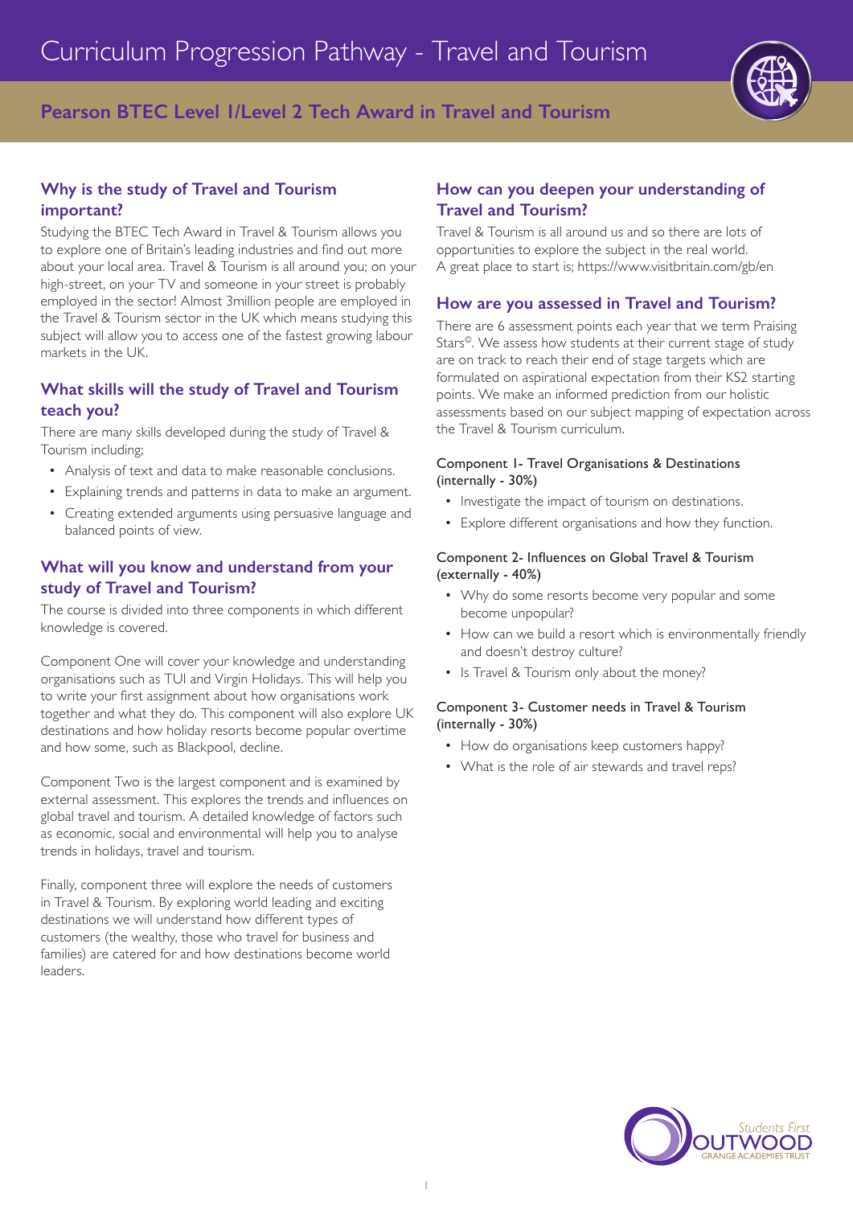# Curriculum Progression Pathway - Travel and Tourism

## Pearson BTEC Level 1/Level 2 Tech Award in Travel and Tourism

### Why is the study of Travel and Tourism important?

Studying the BTEC Tech Award in Travel & Tourism allows you to explore one of Britain's leading industries and find out more about your local area. Travel & Tourism is all around you; on your high-street, on your TV and someone in your street is probably employed in the sector! Almost 3million people are employed in the Travel & Tourism sector in the UK which means studying this subject will allow you to access one of the fastest growing labour markets in the UK.

### What skills will the study of Travel and Tourism teach you?

There are many skills developed during the study of Travel & Tourism including;

- Analysis of text and data to make reasonable conclusions.
- Explaining trends and patterns in data to make an argument.
- Creating extended arguments using persuasive language and balanced points of view.

### What will you know and understand from your study of Travel and Tourism?

The course is divided into three components in which different knowledge is covered.

Component One will cover your knowledge and understanding organisations such as TUI and Virgin Holidays. This will help you to write your first assignment about how organisations work together and what they do. This component will also explore UK destinations and how holiday resorts become popular overtime and how some, such as Blackpool, decline.

Component Two is the largest component and is examined by external assessment. This explores the trends and influences on global travel and tourism. A detailed knowledge of factors such as economic, social and environmental will help you to analyse trends in holidays, travel and tourism.

Finally, component three will explore the needs of customers in Travel & Tourism. By exploring world leading and exciting destinations we will understand how different types of customers (the wealthy, those who travel for business and families) are catered for and how destinations become world leaders.

### How can you deepen your understanding of Travel and Tourism?

Travel & Tourism is all around us and so there are lots of opportunities to explore the subject in the real world.
A great place to start is; https://www.visitbritain.com/gb/en

### How are you assessed in Travel and Tourism?

There are 6 assessment points each year that we term Praising Stars©. We assess how students at their current stage of study are on track to reach their end of stage targets which are formulated on aspirational expectation from their KS2 starting points. We make an informed prediction from our holistic assessments based on our subject mapping of expectation across the Travel & Tourism curriculum.

Component 1- Travel Organisations & Destinations (internally - 30%)

- Investigate the impact of tourism on destinations.
- Explore different organisations and how they function.

Component 2- Influences on Global Travel & Tourism (externally - 40%)

- Why do some resorts become very popular and some become unpopular?
- How can we build a resort which is environmentally friendly and doesn't destroy culture?
- Is Travel & Tourism only about the money?

Component 3- Customer needs in Travel & Tourism (internally - 30%)

- How do organisations keep customers happy?
- What is the role of air stewards and travel reps?

Students First
OUTWOOD
GRANGE ACADEMIES TRUST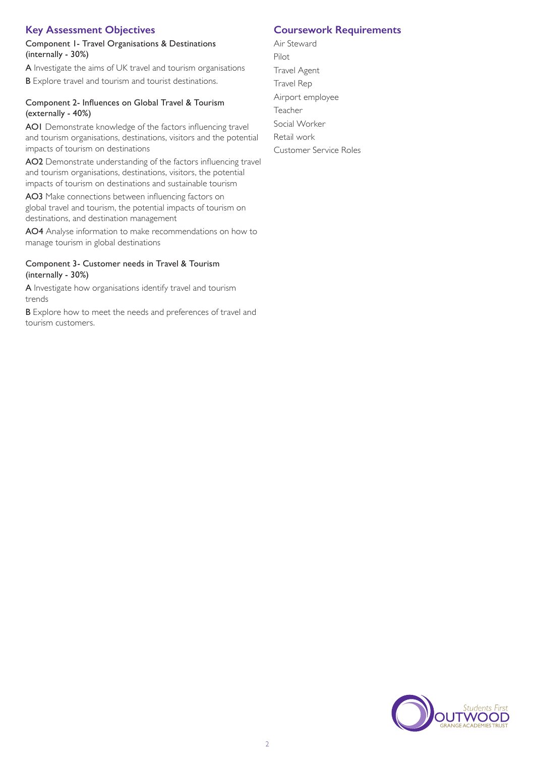## Key Assessment Objectives

Component 1- Travel Organisations & Destinations (internally - 30%)

**A** Investigate the aims of UK travel and tourism organisations

**B** Explore travel and tourism and tourist destinations.

Component 2- Influences on Global Travel & Tourism (externally - 40%)

**AO1** Demonstrate knowledge of the factors influencing travel and tourism organisations, destinations, visitors and the potential impacts of tourism on destinations

**AO2** Demonstrate understanding of the factors influencing travel and tourism organisations, destinations, visitors, the potential impacts of tourism on destinations and sustainable tourism

**AO3** Make connections between influencing factors on global travel and tourism, the potential impacts of tourism on destinations, and destination management

**AO4** Analyse information to make recommendations on how to manage tourism in global destinations

Component 3- Customer needs in Travel & Tourism (internally - 30%)

**A** Investigate how organisations identify travel and tourism trends

**B** Explore how to meet the needs and preferences of travel and tourism customers.

## Coursework Requirements

Air Steward

Pilot

Travel Agent

Travel Rep

Airport employee

Teacher

Social Worker

Retail work

Customer Service Roles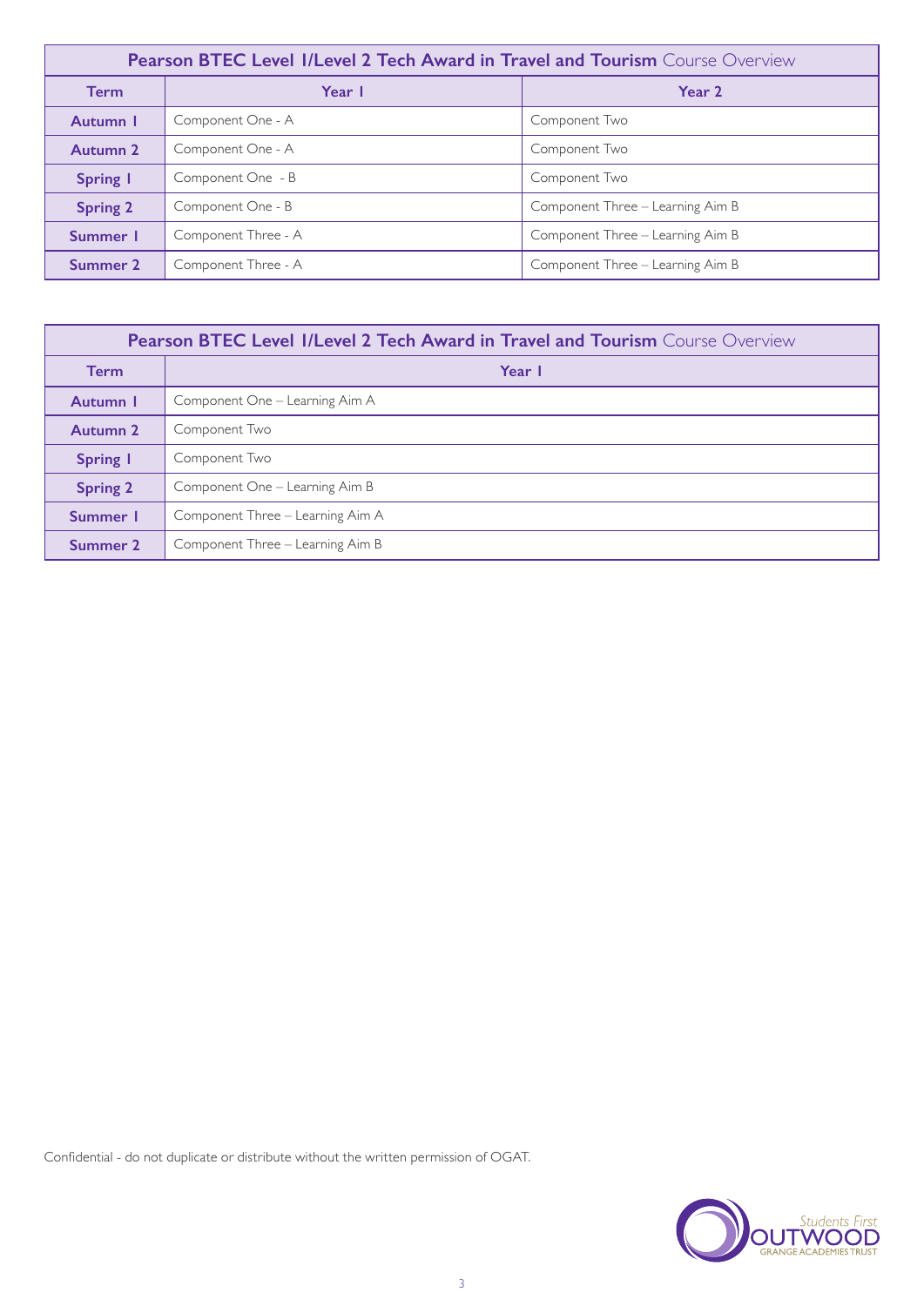| Pearson BTEC Level 1/Level 2 Tech Award in Travel and Tourism Course Overview | | |
|---|---|---|
| **Term** | **Year 1** | **Year 2** |
| **Autumn 1** | Component One - A | Component Two |
| **Autumn 2** | Component One - A | Component Two |
| **Spring 1** | Component One - B | Component Two |
| **Spring 2** | Component One - B | Component Three – Learning Aim B |
| **Summer 1** | Component Three - A | Component Three – Learning Aim B |
| **Summer 2** | Component Three - A | Component Three – Learning Aim B |

| Pearson BTEC Level 1/Level 2 Tech Award in Travel and Tourism Course Overview | |
|---|---|
| **Term** | **Year 1** |
| **Autumn 1** | Component One – Learning Aim A |
| **Autumn 2** | Component Two |
| **Spring 1** | Component Two |
| **Spring 2** | Component One – Learning Aim B |
| **Summer 1** | Component Three – Learning Aim A |
| **Summer 2** | Component Three – Learning Aim B |

Confidential - do not duplicate or distribute without the written permission of OGAT.

Students First OUTWOOD GRANGE ACADEMIES TRUST